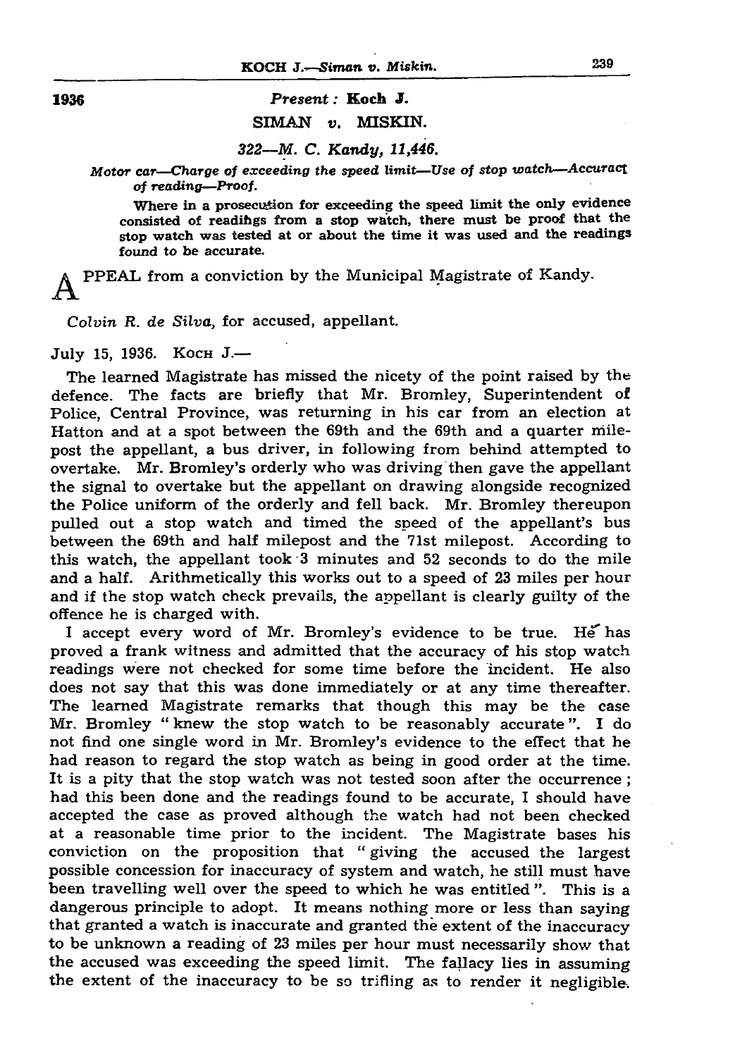**1936**

*Present :* **Koch J.**

SIMAN *v.* MISKIN.

*322—M. C. Kandy, 11,446.*

*Motor car—Charge of exceeding the speed limit—Use of stop watch—Accuract of reading—Proof.*

Where in a prosecution for exceeding the speed limit the only evidence consisted of readings from a stop watch, there must be proof that the stop watch was tested at or about the time it was used and the readings found to be accurate.

APPEAL from a conviction by the Municipal Magistrate of Kandy.

*Colvin R. de Silva,* for accused, appellant.

July 15, 1936. Koch J.—

The learned Magistrate has missed the nicety of the point raised by the defence. The facts are briefly that Mr. Bromley, Superintendent of Police, Central Province, was returning in his car from an election at Hatton and at a spot between the 69th and the 69th and a quarter milepost the appellant, a bus driver, in following from behind attempted to overtake. Mr. Bromley's orderly who was driving then gave the appellant the signal to overtake but the appellant on drawing alongside recognized the Police uniform of the orderly and fell back. Mr. Bromley thereupon pulled out a stop watch and timed the speed of the appellant's bus between the 69th and half milepost and the 71st milepost. According to this watch, the appellant took 3 minutes and 52 seconds to do the mile and a half. Arithmetically this works out to a speed of 23 miles per hour and if the stop watch check prevails, the appellant is clearly guilty of the offence he is charged with.

I accept every word of Mr. Bromley's evidence to be true. He has proved a frank witness and admitted that the accuracy of his stop watch readings were not checked for some time before the incident. He also does not say that this was done immediately or at any time thereafter. The learned Magistrate remarks that though this may be the case Mr. Bromley "knew the stop watch to be reasonably accurate". I do not find one single word in Mr. Bromley's evidence to the effect that he had reason to regard the stop watch as being in good order at the time. It is a pity that the stop watch was not tested soon after the occurrence; had this been done and the readings found to be accurate, I should have accepted the case as proved although the watch had not been checked at a reasonable time prior to the incident. The Magistrate bases his conviction on the proposition that "giving the accused the largest possible concession for inaccuracy of system and watch, he still must have been travelling well over the speed to which he was entitled". This is a dangerous principle to adopt. It means nothing more or less than saying that granted a watch is inaccurate and granted the extent of the inaccuracy to be unknown a reading of 23 miles per hour must necessarily show that the accused was exceeding the speed limit. The fallacy lies in assuming the extent of the inaccuracy to be so trifling as to render it negligible.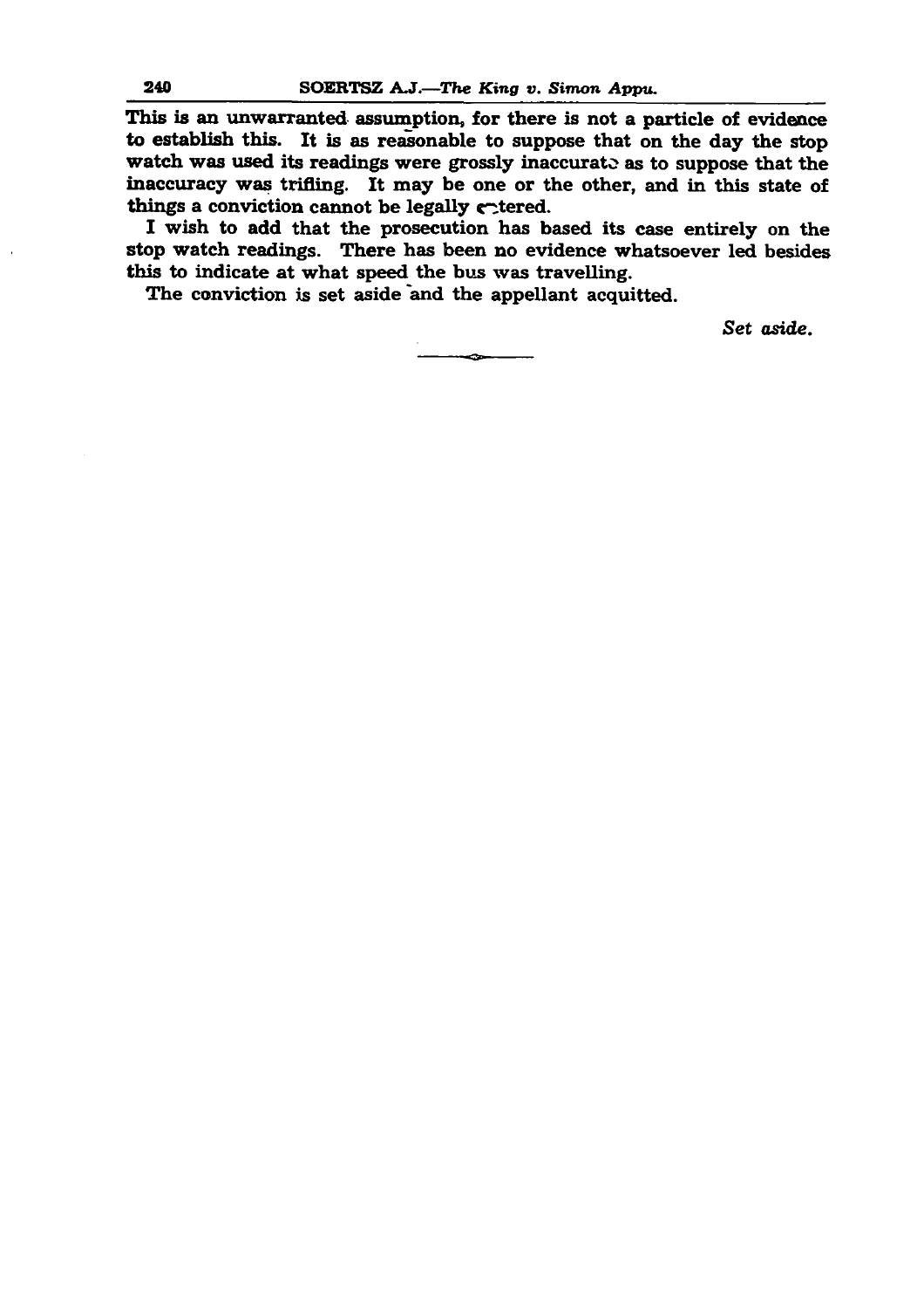This is an unwarranted assumption, for there is not a particle of evidence to establish this. It is as reasonable to suppose that on the day the stop watch was used its readings were grossly inaccurate as to suppose that the inaccuracy was trifling. It may be one or the other, and in this state of things a conviction cannot be legally entered.

I wish to add that the prosecution has based its case entirely on the stop watch readings. There has been no evidence whatsoever led besides this to indicate at what speed the bus was travelling.

The conviction is set aside and the appellant acquitted.

*Set aside.*